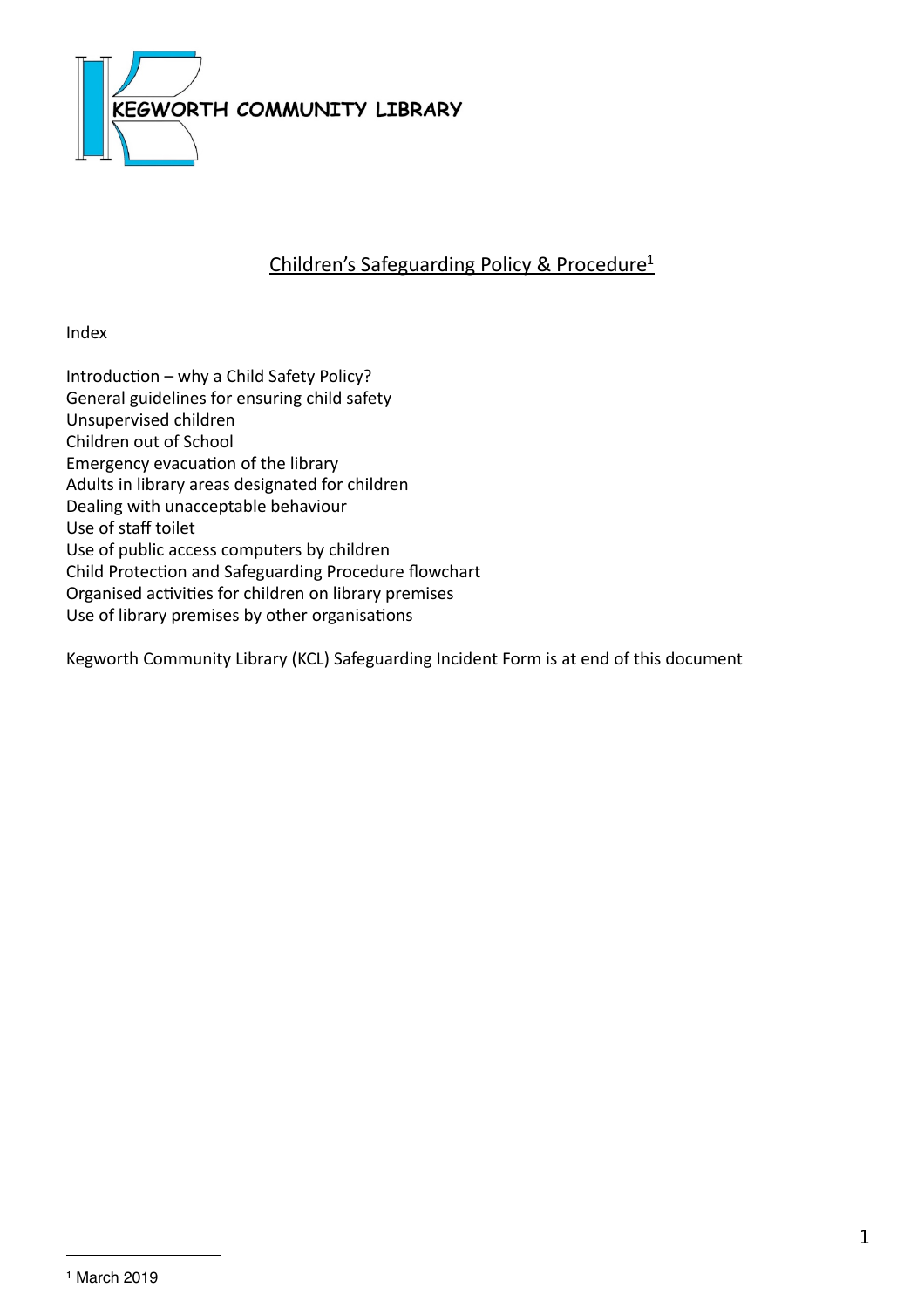KEGWORTH COMMUNITY LIBRARY

# Children's Safeguarding Policy & Procedure[1]

Index

Introduction – why a Child Safety Policy?
General guidelines for ensuring child safety
Unsupervised children
Children out of School
Emergency evacuation of the library
Adults in library areas designated for children
Dealing with unacceptable behaviour
Use of staff toilet
Use of public access computers by children
Child Protection and Safeguarding Procedure flowchart
Organised activities for children on library premises
Use of library premises by other organisations

Kegworth Community Library (KCL) Safeguarding Incident Form is at end of this document

[1] March 2019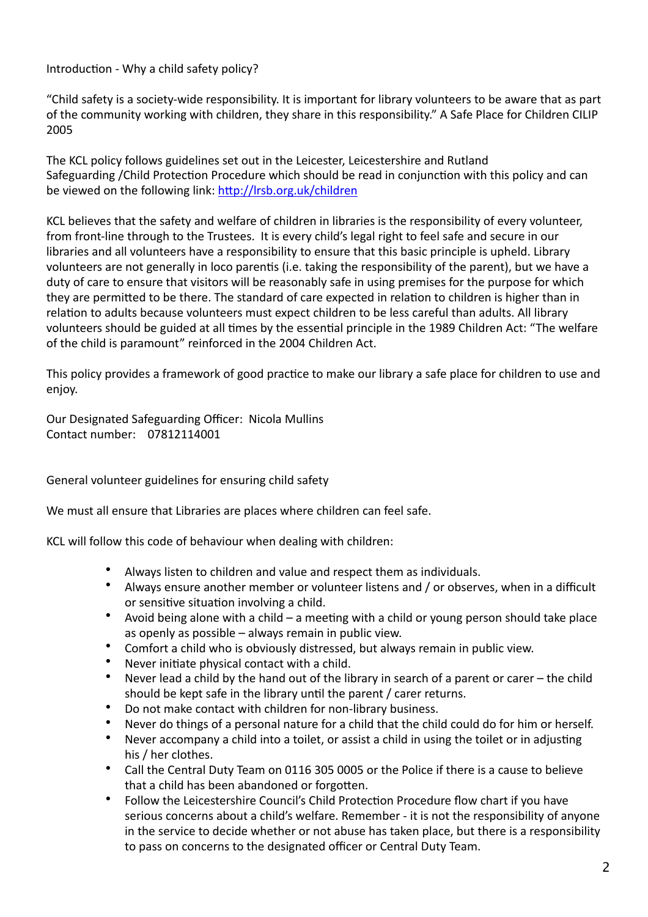## Introduction - Why a child safety policy?

"Child safety is a society-wide responsibility. It is important for library volunteers to be aware that as part of the community working with children, they share in this responsibility." A Safe Place for Children CILIP 2005

The KCL policy follows guidelines set out in the Leicester, Leicestershire and Rutland Safeguarding /Child Protection Procedure which should be read in conjunction with this policy and can be viewed on the following link: [http://lrsb.org.uk/children](http://lrsb.org.uk/children)

KCL believes that the safety and welfare of children in libraries is the responsibility of every volunteer, from front-line through to the Trustees. It is every child's legal right to feel safe and secure in our libraries and all volunteers have a responsibility to ensure that this basic principle is upheld. Library volunteers are not generally in loco parentis (i.e. taking the responsibility of the parent), but we have a duty of care to ensure that visitors will be reasonably safe in using premises for the purpose for which they are permitted to be there. The standard of care expected in relation to children is higher than in relation to adults because volunteers must expect children to be less careful than adults. All library volunteers should be guided at all times by the essential principle in the 1989 Children Act: "The welfare of the child is paramount" reinforced in the 2004 Children Act.

This policy provides a framework of good practice to make our library a safe place for children to use and enjoy.

Our Designated Safeguarding Officer: Nicola Mullins
Contact number: 07812114001

## General volunteer guidelines for ensuring child safety

We must all ensure that Libraries are places where children can feel safe.

KCL will follow this code of behaviour when dealing with children:

- Always listen to children and value and respect them as individuals.
- Always ensure another member or volunteer listens and / or observes, when in a difficult or sensitive situation involving a child.
- Avoid being alone with a child – a meeting with a child or young person should take place as openly as possible – always remain in public view.
- Comfort a child who is obviously distressed, but always remain in public view.
- Never initiate physical contact with a child.
- Never lead a child by the hand out of the library in search of a parent or carer – the child should be kept safe in the library until the parent / carer returns.
- Do not make contact with children for non-library business.
- Never do things of a personal nature for a child that the child could do for him or herself.
- Never accompany a child into a toilet, or assist a child in using the toilet or in adjusting his / her clothes.
- Call the Central Duty Team on 0116 305 0005 or the Police if there is a cause to believe that a child has been abandoned or forgotten.
- Follow the Leicestershire Council's Child Protection Procedure flow chart if you have serious concerns about a child's welfare. Remember - it is not the responsibility of anyone in the service to decide whether or not abuse has taken place, but there is a responsibility to pass on concerns to the designated officer or Central Duty Team.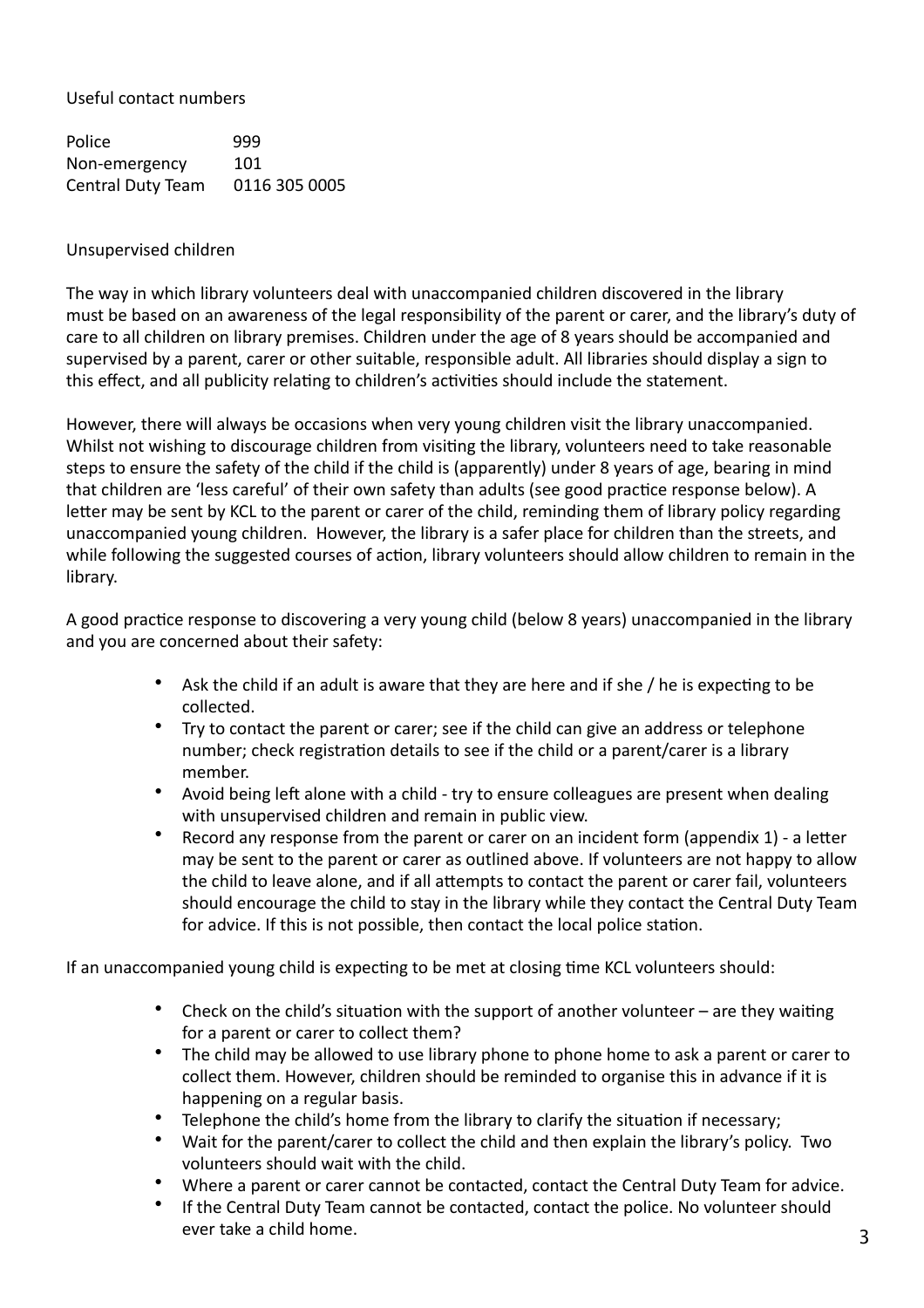Useful contact numbers

| Police | 999 |
| --- | --- |
| Non-emergency | 101 |
| Central Duty Team | 0116 305 0005 |

Unsupervised children

The way in which library volunteers deal with unaccompanied children discovered in the library must be based on an awareness of the legal responsibility of the parent or carer, and the library's duty of care to all children on library premises. Children under the age of 8 years should be accompanied and supervised by a parent, carer or other suitable, responsible adult. All libraries should display a sign to this effect, and all publicity relating to children's activities should include the statement.

However, there will always be occasions when very young children visit the library unaccompanied. Whilst not wishing to discourage children from visiting the library, volunteers need to take reasonable steps to ensure the safety of the child if the child is (apparently) under 8 years of age, bearing in mind that children are 'less careful' of their own safety than adults (see good practice response below). A letter may be sent by KCL to the parent or carer of the child, reminding them of library policy regarding unaccompanied young children. However, the library is a safer place for children than the streets, and while following the suggested courses of action, library volunteers should allow children to remain in the library.

A good practice response to discovering a very young child (below 8 years) unaccompanied in the library and you are concerned about their safety:

- Ask the child if an adult is aware that they are here and if she / he is expecting to be collected.
- Try to contact the parent or carer; see if the child can give an address or telephone number; check registration details to see if the child or a parent/carer is a library member.
- Avoid being left alone with a child - try to ensure colleagues are present when dealing with unsupervised children and remain in public view.
- Record any response from the parent or carer on an incident form (appendix 1) - a letter may be sent to the parent or carer as outlined above. If volunteers are not happy to allow the child to leave alone, and if all attempts to contact the parent or carer fail, volunteers should encourage the child to stay in the library while they contact the Central Duty Team for advice. If this is not possible, then contact the local police station.

If an unaccompanied young child is expecting to be met at closing time KCL volunteers should:

- Check on the child's situation with the support of another volunteer – are they waiting for a parent or carer to collect them?
- The child may be allowed to use library phone to phone home to ask a parent or carer to collect them. However, children should be reminded to organise this in advance if it is happening on a regular basis.
- Telephone the child's home from the library to clarify the situation if necessary;
- Wait for the parent/carer to collect the child and then explain the library's policy. Two volunteers should wait with the child.
- Where a parent or carer cannot be contacted, contact the Central Duty Team for advice.
- If the Central Duty Team cannot be contacted, contact the police. No volunteer should ever take a child home.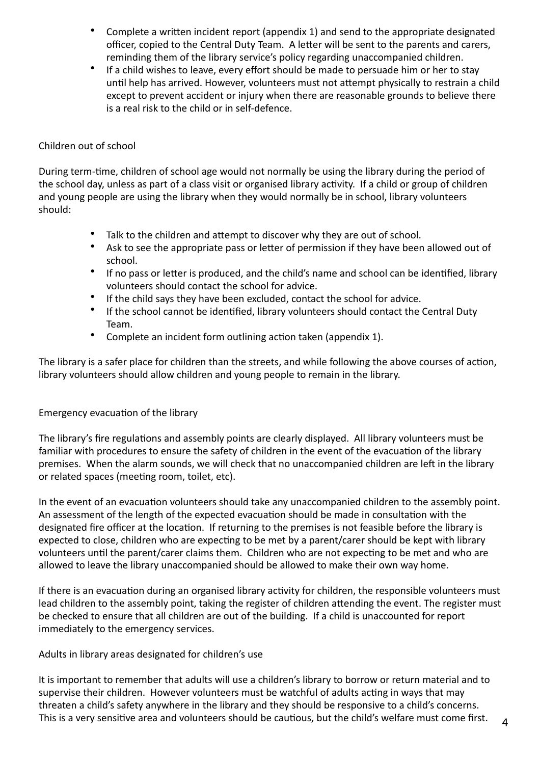- Complete a written incident report (appendix 1) and send to the appropriate designated officer, copied to the Central Duty Team. A letter will be sent to the parents and carers, reminding them of the library service's policy regarding unaccompanied children.
- If a child wishes to leave, every effort should be made to persuade him or her to stay until help has arrived. However, volunteers must not attempt physically to restrain a child except to prevent accident or injury when there are reasonable grounds to believe there is a real risk to the child or in self-defence.

## Children out of school

During term-time, children of school age would not normally be using the library during the period of the school day, unless as part of a class visit or organised library activity. If a child or group of children and young people are using the library when they would normally be in school, library volunteers should:

- Talk to the children and attempt to discover why they are out of school.
- Ask to see the appropriate pass or letter of permission if they have been allowed out of school.
- If no pass or letter is produced, and the child's name and school can be identified, library volunteers should contact the school for advice.
- If the child says they have been excluded, contact the school for advice.
- If the school cannot be identified, library volunteers should contact the Central Duty Team.
- Complete an incident form outlining action taken (appendix 1).

The library is a safer place for children than the streets, and while following the above courses of action, library volunteers should allow children and young people to remain in the library.

## Emergency evacuation of the library

The library's fire regulations and assembly points are clearly displayed. All library volunteers must be familiar with procedures to ensure the safety of children in the event of the evacuation of the library premises. When the alarm sounds, we will check that no unaccompanied children are left in the library or related spaces (meeting room, toilet, etc).

In the event of an evacuation volunteers should take any unaccompanied children to the assembly point. An assessment of the length of the expected evacuation should be made in consultation with the designated fire officer at the location. If returning to the premises is not feasible before the library is expected to close, children who are expecting to be met by a parent/carer should be kept with library volunteers until the parent/carer claims them. Children who are not expecting to be met and who are allowed to leave the library unaccompanied should be allowed to make their own way home.

If there is an evacuation during an organised library activity for children, the responsible volunteers must lead children to the assembly point, taking the register of children attending the event. The register must be checked to ensure that all children are out of the building. If a child is unaccounted for report immediately to the emergency services.

## Adults in library areas designated for children's use

It is important to remember that adults will use a children's library to borrow or return material and to supervise their children. However volunteers must be watchful of adults acting in ways that may threaten a child's safety anywhere in the library and they should be responsive to a child's concerns. This is a very sensitive area and volunteers should be cautious, but the child's welfare must come first.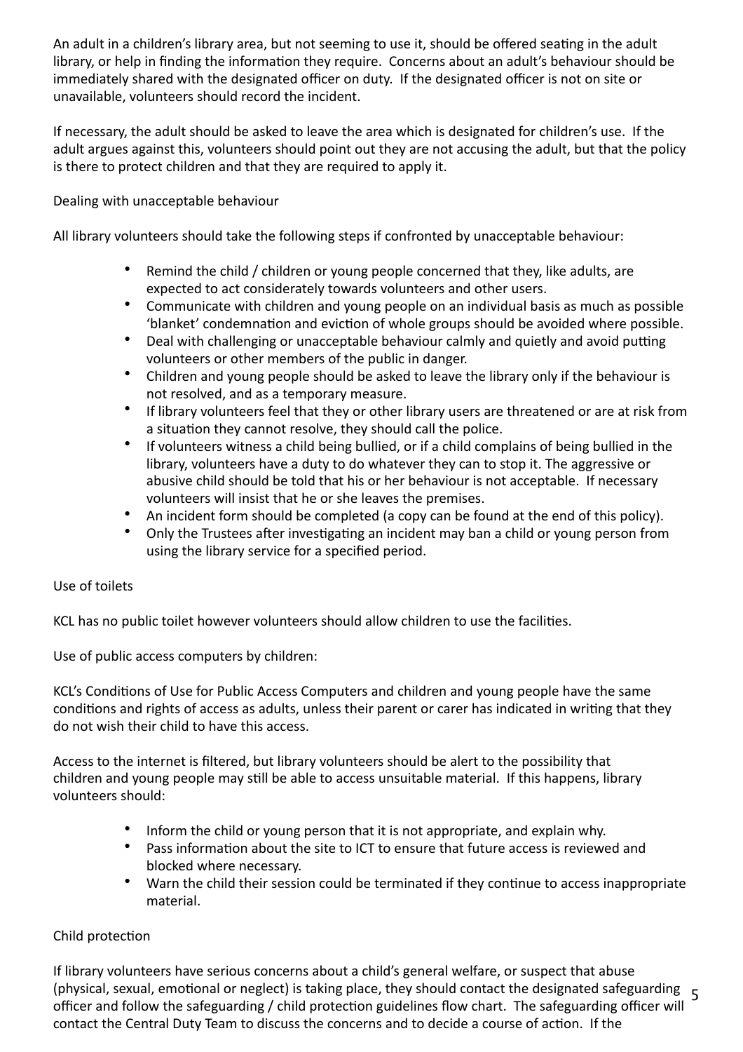An adult in a children's library area, but not seeming to use it, should be offered seating in the adult library, or help in finding the information they require. Concerns about an adult's behaviour should be immediately shared with the designated officer on duty. If the designated officer is not on site or unavailable, volunteers should record the incident.

If necessary, the adult should be asked to leave the area which is designated for children's use. If the adult argues against this, volunteers should point out they are not accusing the adult, but that the policy is there to protect children and that they are required to apply it.

Dealing with unacceptable behaviour

All library volunteers should take the following steps if confronted by unacceptable behaviour:

- Remind the child / children or young people concerned that they, like adults, are expected to act considerately towards volunteers and other users.
- Communicate with children and young people on an individual basis as much as possible 'blanket' condemnation and eviction of whole groups should be avoided where possible.
- Deal with challenging or unacceptable behaviour calmly and quietly and avoid putting volunteers or other members of the public in danger.
- Children and young people should be asked to leave the library only if the behaviour is not resolved, and as a temporary measure.
- If library volunteers feel that they or other library users are threatened or are at risk from a situation they cannot resolve, they should call the police.
- If volunteers witness a child being bullied, or if a child complains of being bullied in the library, volunteers have a duty to do whatever they can to stop it. The aggressive or abusive child should be told that his or her behaviour is not acceptable. If necessary volunteers will insist that he or she leaves the premises.
- An incident form should be completed (a copy can be found at the end of this policy).
- Only the Trustees after investigating an incident may ban a child or young person from using the library service for a specified period.

Use of toilets

KCL has no public toilet however volunteers should allow children to use the facilities.

Use of public access computers by children:

KCL's Conditions of Use for Public Access Computers and children and young people have the same conditions and rights of access as adults, unless their parent or carer has indicated in writing that they do not wish their child to have this access.

Access to the internet is filtered, but library volunteers should be alert to the possibility that children and young people may still be able to access unsuitable material. If this happens, library volunteers should:

- Inform the child or young person that it is not appropriate, and explain why.
- Pass information about the site to ICT to ensure that future access is reviewed and blocked where necessary.
- Warn the child their session could be terminated if they continue to access inappropriate material.

Child protection

If library volunteers have serious concerns about a child's general welfare, or suspect that abuse (physical, sexual, emotional or neglect) is taking place, they should contact the designated safeguarding officer and follow the safeguarding / child protection guidelines flow chart. The safeguarding officer will contact the Central Duty Team to discuss the concerns and to decide a course of action. If the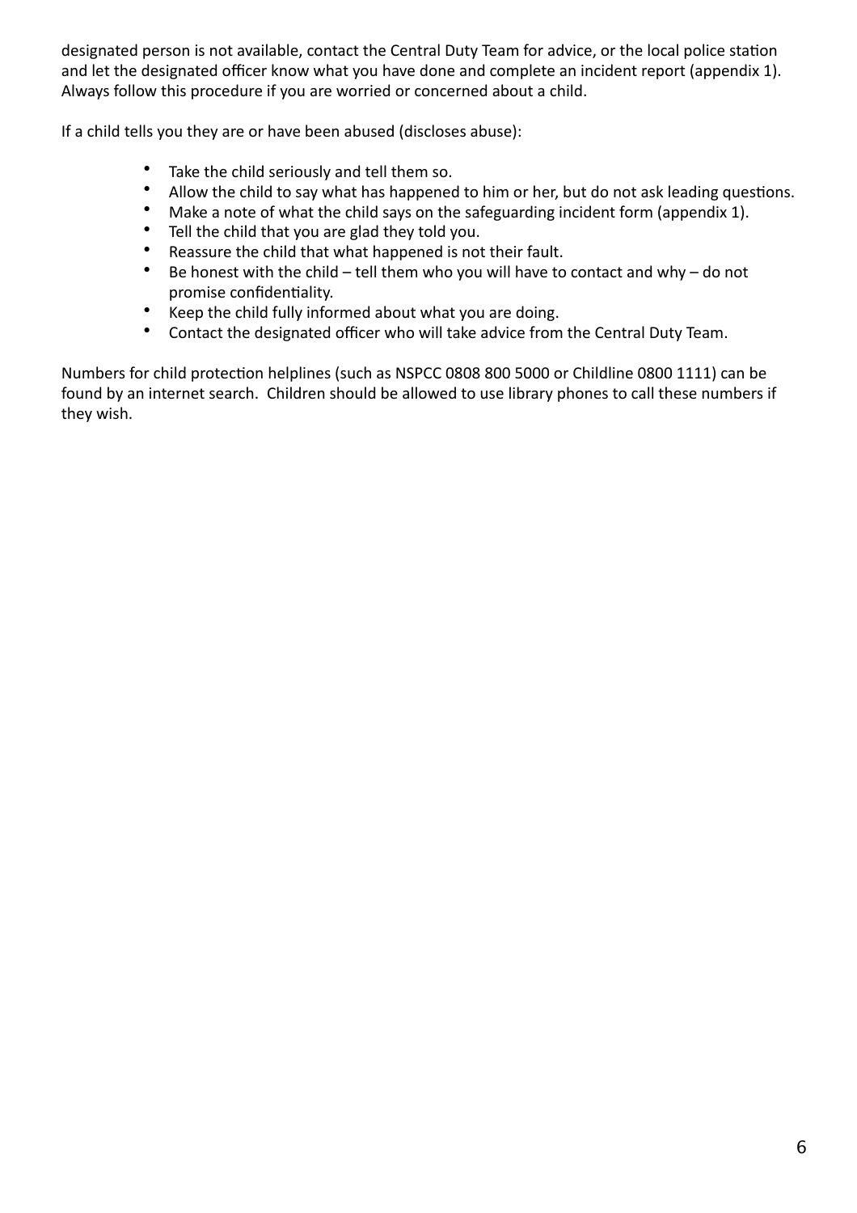designated person is not available, contact the Central Duty Team for advice, or the local police station and let the designated officer know what you have done and complete an incident report (appendix 1). Always follow this procedure if you are worried or concerned about a child.

If a child tells you they are or have been abused (discloses abuse):

- Take the child seriously and tell them so.
- Allow the child to say what has happened to him or her, but do not ask leading questions.
- Make a note of what the child says on the safeguarding incident form (appendix 1).
- Tell the child that you are glad they told you.
- Reassure the child that what happened is not their fault.
- Be honest with the child – tell them who you will have to contact and why – do not promise confidentiality.
- Keep the child fully informed about what you are doing.
- Contact the designated officer who will take advice from the Central Duty Team.

Numbers for child protection helplines (such as NSPCC 0808 800 5000 or Childline 0800 1111) can be found by an internet search. Children should be allowed to use library phones to call these numbers if they wish.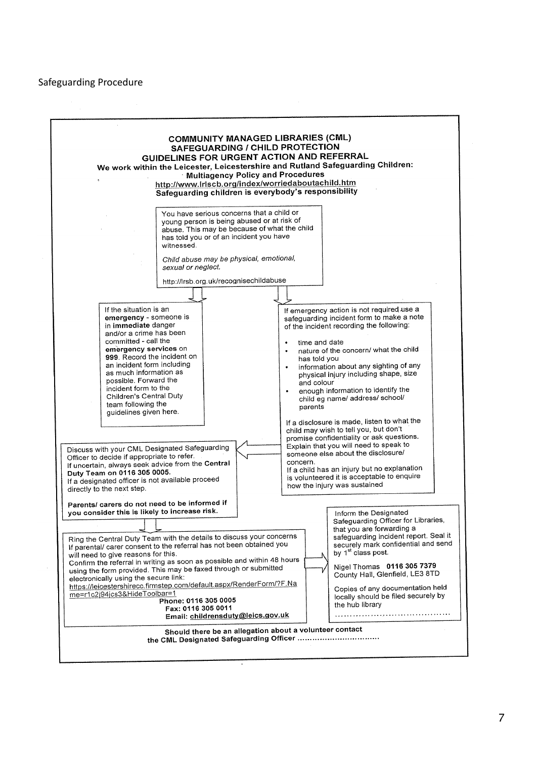Safeguarding Procedure

**COMMUNITY MANAGED LIBRARIES (CML)**
**SAFEGUARDING / CHILD PROTECTION**
**GUIDELINES FOR URGENT ACTION AND REFERRAL**

**We work within the Leicester, Leicestershire and Rutland Safeguarding Children: Multiagency Policy and Procedures**

http://www.lrlscb.org/index/worriedaboutachild.htm

**Safeguarding children is everybody's responsibility**

You have serious concerns that a child or young person is being abused or at risk of abuse. This may be because of what the child has told you or of an incident you have witnessed.

*Child abuse may be physical, emotional, sexual or neglect.*

http://lrsb.org.uk/recognisechildabuse

If the situation is an **emergency** - someone is in **immediate** danger and/or a crime has been committed - call the **emergency services** on **999**. Record the incident on an incident form including as much information as possible. Forward the incident form to the Children's Central Duty team following the guidelines given here.

If emergency action is not required use a safeguarding incident form to make a note of the incident recording the following:

- time and date
- nature of the concern/ what the child has told you
- information about any sighting of any physical injury including shape, size and colour
- enough information to identify the child eg name/ address/ school/ parents

If a disclosure is made, listen to what the child may wish to tell you, but don't promise confidentiality or ask questions. Explain that you will need to speak to someone else about the disclosure/ concern.
If a child has an injury but no explanation is volunteered it is acceptable to enquire how the injury was sustained

Discuss with your CML Designated Safeguarding Officer to decide if appropriate to refer.
If uncertain, always seek advice from the **Central Duty Team on 0116 305 0005.**
If a designated officer is not available proceed directly to the next step.

**Parents/ carers do not need to be informed if you consider this is likely to increase risk.**

Ring the Central Duty Team with the details to discuss your concerns
If parental/ carer consent to the referral has not been obtained you will need to give reasons for this.
Confirm the referral in writing as soon as possible and within 48 hours using the form provided. This may be faxed through or submitted electronically using the secure link:
https://leicestershirecc.firmstep.com/default.aspx/RenderForm/?F.Name=r1c2j94jcs3&HideToolbar=1

**Phone: 0116 305 0005**
**Fax: 0116 305 0011**
**Email: childrensduty@leics.gov.uk**

Inform the Designated Safeguarding Officer for Libraries, that you are forwarding a safeguarding incident report. Seal it securely mark confidential and send by 1st class post.

Nigel Thomas **0116 305 7379**
County Hall, Glenfield, LE3 8TD

Copies of any documentation held locally should be filed securely by the hub library
.......................................

**Should there be an allegation about a volunteer contact the CML Designated Safeguarding Officer ................................**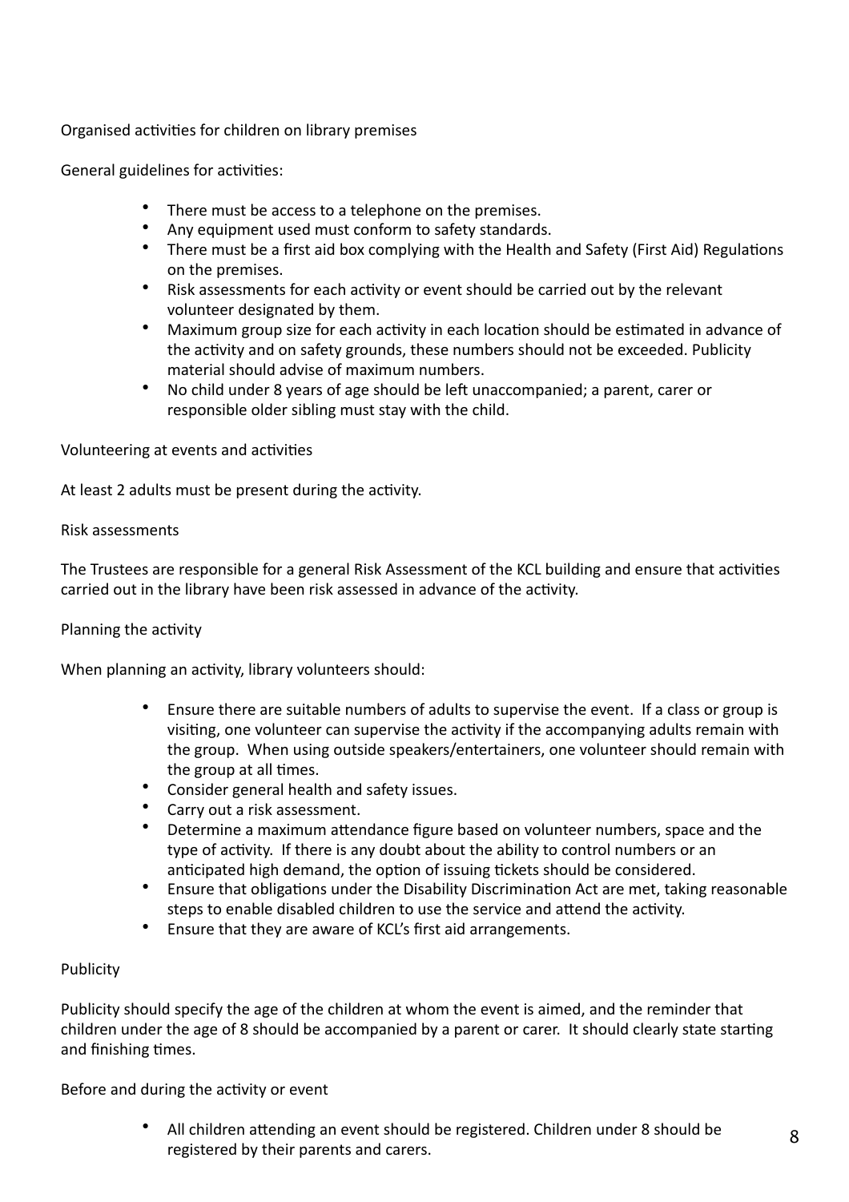## Organised activities for children on library premises

General guidelines for activities:

- There must be access to a telephone on the premises.
- Any equipment used must conform to safety standards.
- There must be a first aid box complying with the Health and Safety (First Aid) Regulations on the premises.
- Risk assessments for each activity or event should be carried out by the relevant volunteer designated by them.
- Maximum group size for each activity in each location should be estimated in advance of the activity and on safety grounds, these numbers should not be exceeded. Publicity material should advise of maximum numbers.
- No child under 8 years of age should be left unaccompanied; a parent, carer or responsible older sibling must stay with the child.

### Volunteering at events and activities

At least 2 adults must be present during the activity.

### Risk assessments

The Trustees are responsible for a general Risk Assessment of the KCL building and ensure that activities carried out in the library have been risk assessed in advance of the activity.

### Planning the activity

When planning an activity, library volunteers should:

- Ensure there are suitable numbers of adults to supervise the event. If a class or group is visiting, one volunteer can supervise the activity if the accompanying adults remain with the group. When using outside speakers/entertainers, one volunteer should remain with the group at all times.
- Consider general health and safety issues.
- Carry out a risk assessment.
- Determine a maximum attendance figure based on volunteer numbers, space and the type of activity. If there is any doubt about the ability to control numbers or an anticipated high demand, the option of issuing tickets should be considered.
- Ensure that obligations under the Disability Discrimination Act are met, taking reasonable steps to enable disabled children to use the service and attend the activity.
- Ensure that they are aware of KCL's first aid arrangements.

### Publicity

Publicity should specify the age of the children at whom the event is aimed, and the reminder that children under the age of 8 should be accompanied by a parent or carer. It should clearly state starting and finishing times.

### Before and during the activity or event

- All children attending an event should be registered. Children under 8 should be registered by their parents and carers.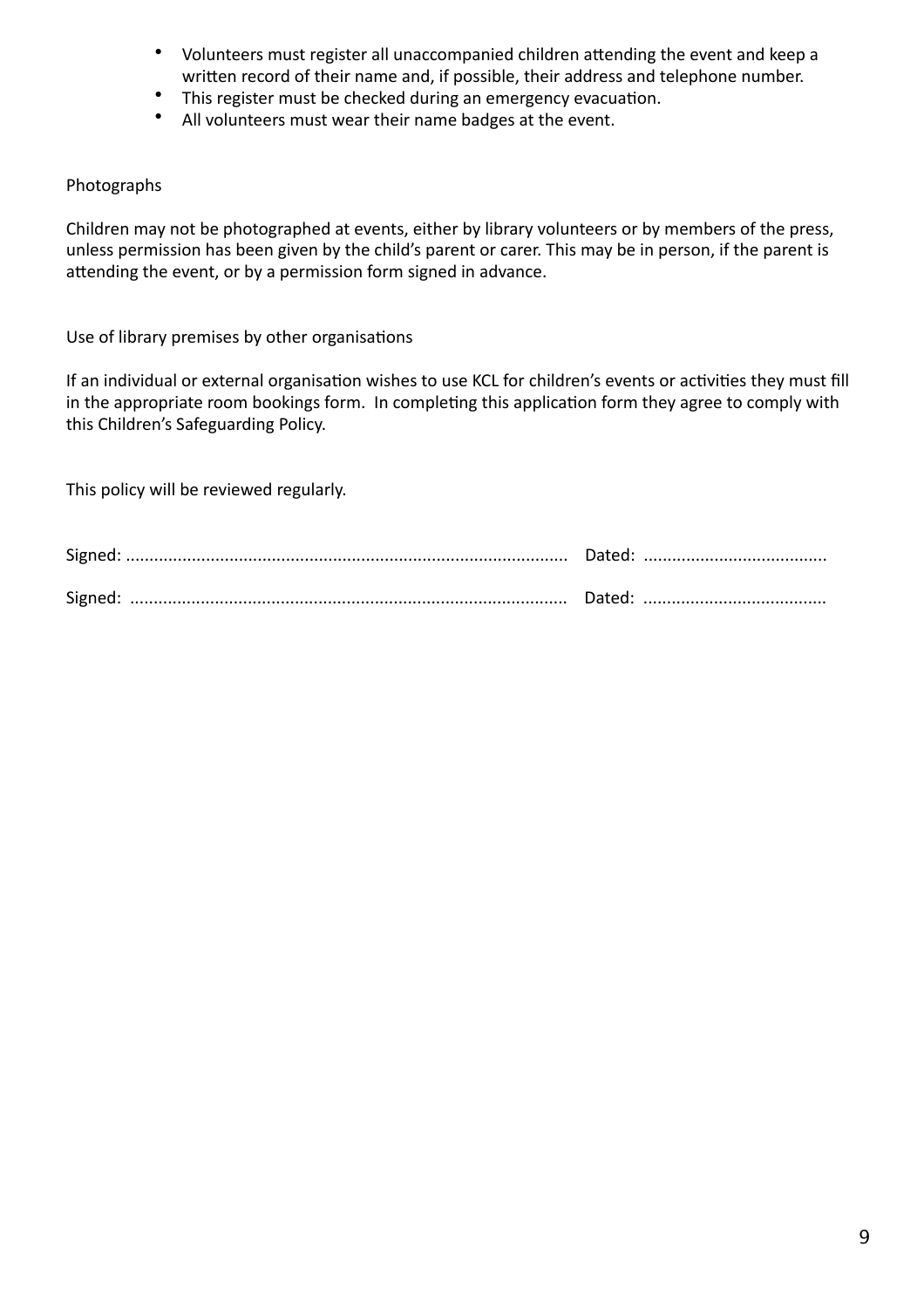- Volunteers must register all unaccompanied children attending the event and keep a written record of their name and, if possible, their address and telephone number.
- This register must be checked during an emergency evacuation.
- All volunteers must wear their name badges at the event.

Photographs

Children may not be photographed at events, either by library volunteers or by members of the press, unless permission has been given by the child's parent or carer. This may be in person, if the parent is attending the event, or by a permission form signed in advance.

Use of library premises by other organisations

If an individual or external organisation wishes to use KCL for children's events or activities they must fill in the appropriate room bookings form. In completing this application form they agree to comply with this Children's Safeguarding Policy.

This policy will be reviewed regularly.

Signed: ............................................................................................ Dated: ......................................

Signed: ........................................................................................... Dated: ......................................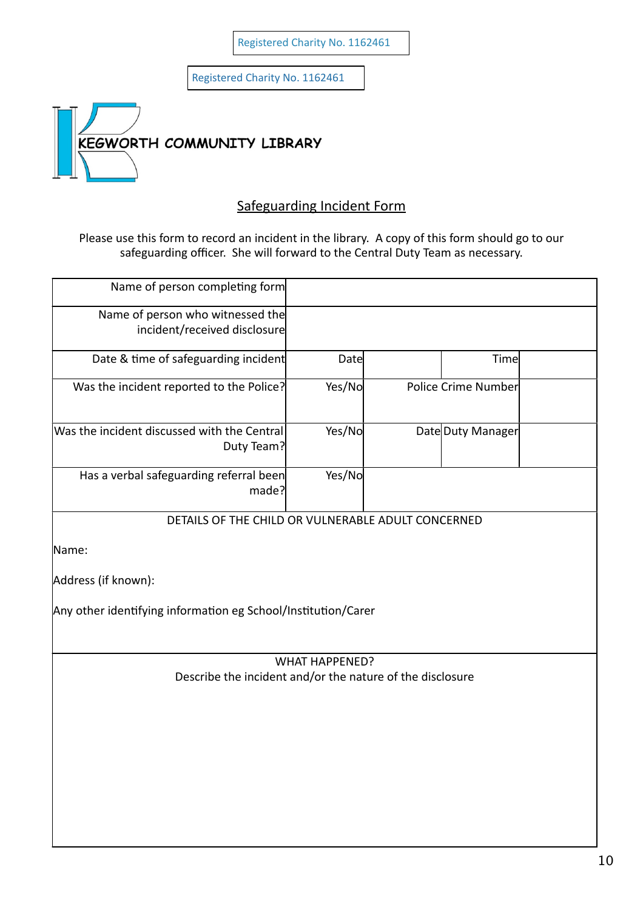Registered Charity No. 1162461

Registered Charity No. 1162461

KEGWORTH COMMUNITY LIBRARY

## Safeguarding Incident Form

Please use this form to record an incident in the library. A copy of this form should go to our safeguarding officer. She will forward to the Central Duty Team as necessary.

| | | | | |
|---|---|---|---|---|
| Name of person completing form | | | | |
| Name of person who witnessed the incident/received disclosure | | | | |
| Date & time of safeguarding incident | Date | | Time | |
| Was the incident reported to the Police? | Yes/No | Police Crime Number | | |
| Was the incident discussed with the Central Duty Team? | Yes/No | Date | Duty Manager | |
| Has a verbal safeguarding referral been made? | Yes/No | | | |

DETAILS OF THE CHILD OR VULNERABLE ADULT CONCERNED

Name:

Address (if known):

Any other identifying information eg School/Institution/Carer

WHAT HAPPENED?

Describe the incident and/or the nature of the disclosure